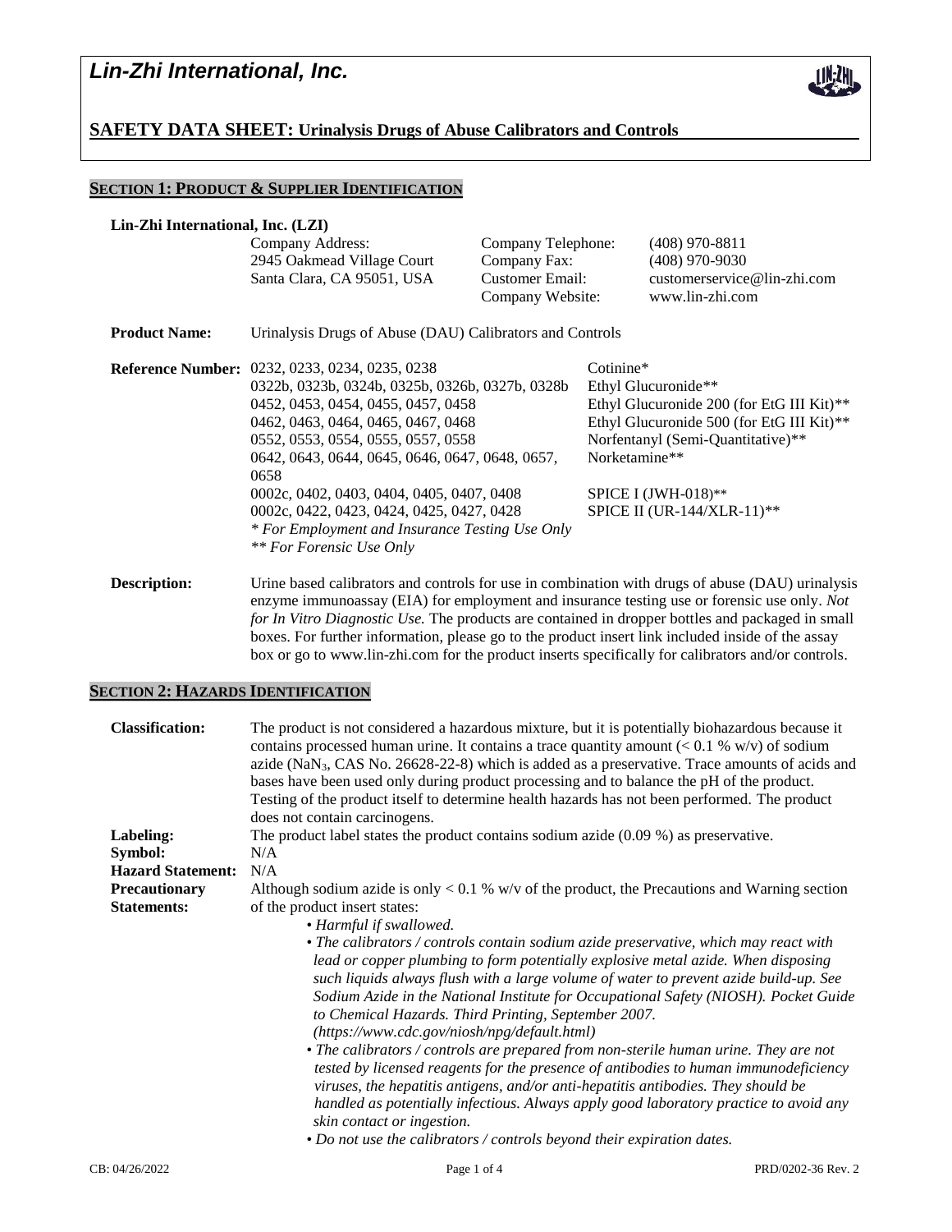# Lin-Zhi International, Inc.

## SAFETY DATA SHEET: Urinalysis Drugs of Abuse Calibrators and Controls

## SECTION 1: PRODUCT & SUPPLIER IDENTIFICATION

**Lin-Zhi International, Inc. (LZI)**

| | | |
|---|---|---|
| Company Address: | Company Telephone: | (408) 970-8811 |
| 2945 Oakmead Village Court | Company Fax: | (408) 970-9030 |
| Santa Clara, CA 95051, USA | Customer Email: | customerservice@lin-zhi.com |
| | Company Website: | www.lin-zhi.com |

**Product Name:** Urinalysis Drugs of Abuse (DAU) Calibrators and Controls

**Reference Number:**

| Reference Number | Product |
|---|---|
| 0232, 0233, 0234, 0235, 0238 | Cotinine* |
| 0322b, 0323b, 0324b, 0325b, 0326b, 0327b, 0328b | Ethyl Glucuronide** |
| 0452, 0453, 0454, 0455, 0457, 0458 | Ethyl Glucuronide 200 (for EtG III Kit)** |
| 0462, 0463, 0464, 0465, 0467, 0468 | Ethyl Glucuronide 500 (for EtG III Kit)** |
| 0552, 0553, 0554, 0555, 0557, 0558 | Norfentanyl (Semi-Quantitative)** |
| 0642, 0643, 0644, 0645, 0646, 0647, 0648, 0657, 0658 | Norketamine** |
| 0002c, 0402, 0403, 0404, 0405, 0407, 0408 | SPICE I (JWH-018)** |
| 0002c, 0422, 0423, 0424, 0425, 0427, 0428 | SPICE II (UR-144/XLR-11)** |

*\* For Employment and Insurance Testing Use Only*
*\*\* For Forensic Use Only*

**Description:** Urine based calibrators and controls for use in combination with drugs of abuse (DAU) urinalysis enzyme immunoassay (EIA) for employment and insurance testing use or forensic use only. *Not for In Vitro Diagnostic Use.* The products are contained in dropper bottles and packaged in small boxes. For further information, please go to the product insert link included inside of the assay box or go to www.lin-zhi.com for the product inserts specifically for calibrators and/or controls.

## SECTION 2: HAZARDS IDENTIFICATION

**Classification:** The product is not considered a hazardous mixture, but it is potentially biohazardous because it contains processed human urine. It contains a trace quantity amount (< 0.1 % w/v) of sodium azide ($NaN_3$, CAS No. 26628-22-8) which is added as a preservative. Trace amounts of acids and bases have been used only during product processing and to balance the pH of the product. Testing of the product itself to determine health hazards has not been performed. The product does not contain carcinogens.

**Labeling:** The product label states the product contains sodium azide (0.09 %) as preservative.

**Symbol:** N/A

**Hazard Statement:** N/A

**Precautionary Statements:** Although sodium azide is only < 0.1 % w/v of the product, the Precautions and Warning section of the product insert states:

- *Harmful if swallowed.*
- *The calibrators / controls contain sodium azide preservative, which may react with lead or copper plumbing to form potentially explosive metal azide. When disposing such liquids always flush with a large volume of water to prevent azide build-up. See Sodium Azide in the National Institute for Occupational Safety (NIOSH). Pocket Guide to Chemical Hazards. Third Printing, September 2007. (https://www.cdc.gov/niosh/npg/default.html)*
- *The calibrators / controls are prepared from non-sterile human urine. They are not tested by licensed reagents for the presence of antibodies to human immunodeficiency viruses, the hepatitis antigens, and/or anti-hepatitis antibodies. They should be handled as potentially infectious. Always apply good laboratory practice to avoid any skin contact or ingestion.*
- *Do not use the calibrators / controls beyond their expiration dates.*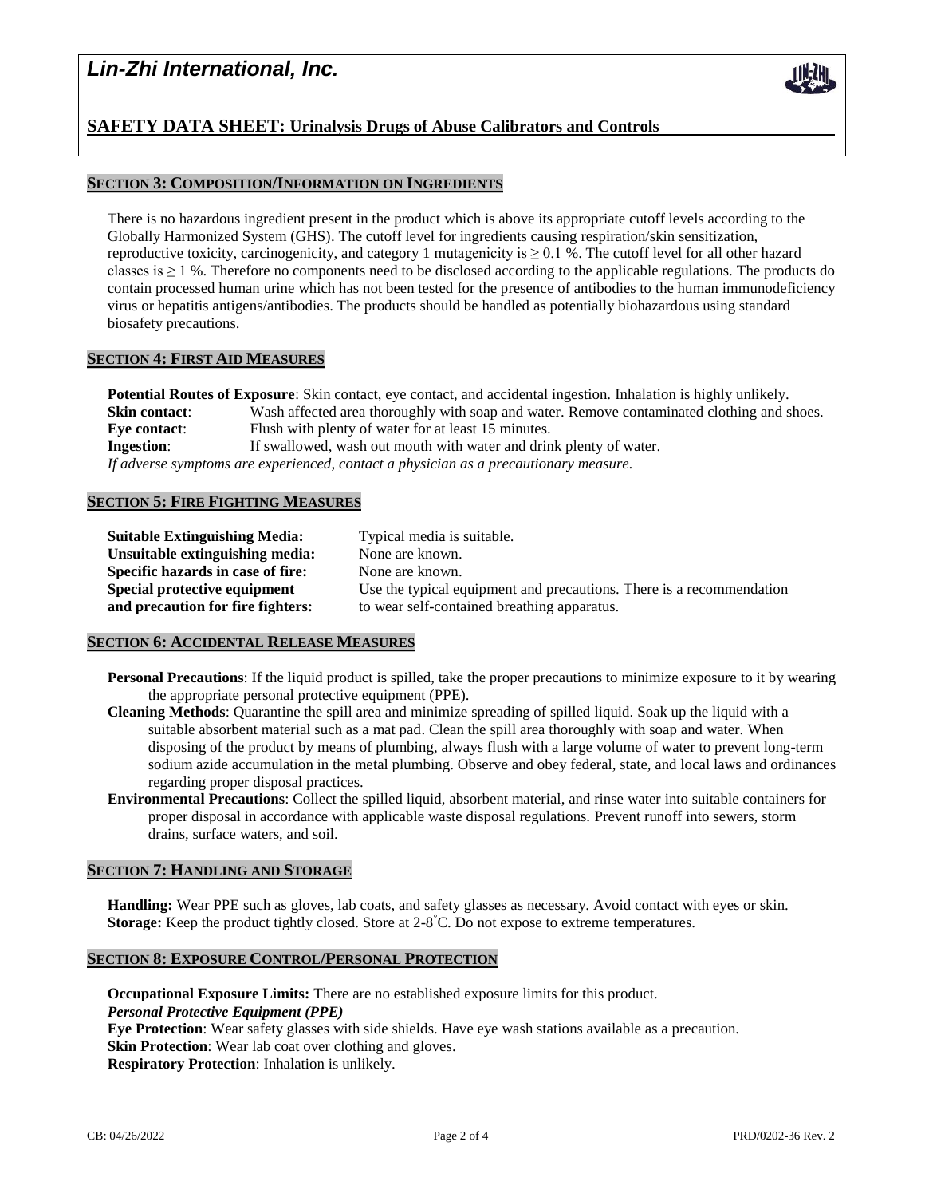## SECTION 3: COMPOSITION/INFORMATION ON INGREDIENTS

There is no hazardous ingredient present in the product which is above its appropriate cutoff levels according to the Globally Harmonized System (GHS). The cutoff level for ingredients causing respiration/skin sensitization, reproductive toxicity, carcinogenicity, and category 1 mutagenicity is $\geq 0.1$ %. The cutoff level for all other hazard classes is $\geq 1$ %. Therefore no components need to be disclosed according to the applicable regulations. The products do contain processed human urine which has not been tested for the presence of antibodies to the human immunodeficiency virus or hepatitis antigens/antibodies. The products should be handled as potentially biohazardous using standard biosafety precautions.

## SECTION 4: FIRST AID MEASURES

**Potential Routes of Exposure**: Skin contact, eye contact, and accidental ingestion. Inhalation is highly unlikely.

**Skin contact**: Wash affected area thoroughly with soap and water. Remove contaminated clothing and shoes.

**Eye contact**: Flush with plenty of water for at least 15 minutes.

**Ingestion**: If swallowed, wash out mouth with water and drink plenty of water.

*If adverse symptoms are experienced, contact a physician as a precautionary measure.*

## SECTION 5: FIRE FIGHTING MEASURES

**Suitable Extinguishing Media:** Typical media is suitable.

**Unsuitable extinguishing media:** None are known.

**Specific hazards in case of fire:** None are known.

**Special protective equipment and precaution for fire fighters:** Use the typical equipment and precautions. There is a recommendation to wear self-contained breathing apparatus.

## SECTION 6: ACCIDENTAL RELEASE MEASURES

**Personal Precautions**: If the liquid product is spilled, take the proper precautions to minimize exposure to it by wearing the appropriate personal protective equipment (PPE).

**Cleaning Methods**: Quarantine the spill area and minimize spreading of spilled liquid. Soak up the liquid with a suitable absorbent material such as a mat pad. Clean the spill area thoroughly with soap and water. When disposing of the product by means of plumbing, always flush with a large volume of water to prevent long-term sodium azide accumulation in the metal plumbing. Observe and obey federal, state, and local laws and ordinances regarding proper disposal practices.

**Environmental Precautions**: Collect the spilled liquid, absorbent material, and rinse water into suitable containers for proper disposal in accordance with applicable waste disposal regulations. Prevent runoff into sewers, storm drains, surface waters, and soil.

## SECTION 7: HANDLING AND STORAGE

**Handling:** Wear PPE such as gloves, lab coats, and safety glasses as necessary. Avoid contact with eyes or skin.

**Storage:** Keep the product tightly closed. Store at 2-8°C. Do not expose to extreme temperatures.

## SECTION 8: EXPOSURE CONTROL/PERSONAL PROTECTION

**Occupational Exposure Limits:** There are no established exposure limits for this product.

***Personal Protective Equipment (PPE)***

**Eye Protection**: Wear safety glasses with side shields. Have eye wash stations available as a precaution.

**Skin Protection**: Wear lab coat over clothing and gloves.

**Respiratory Protection**: Inhalation is unlikely.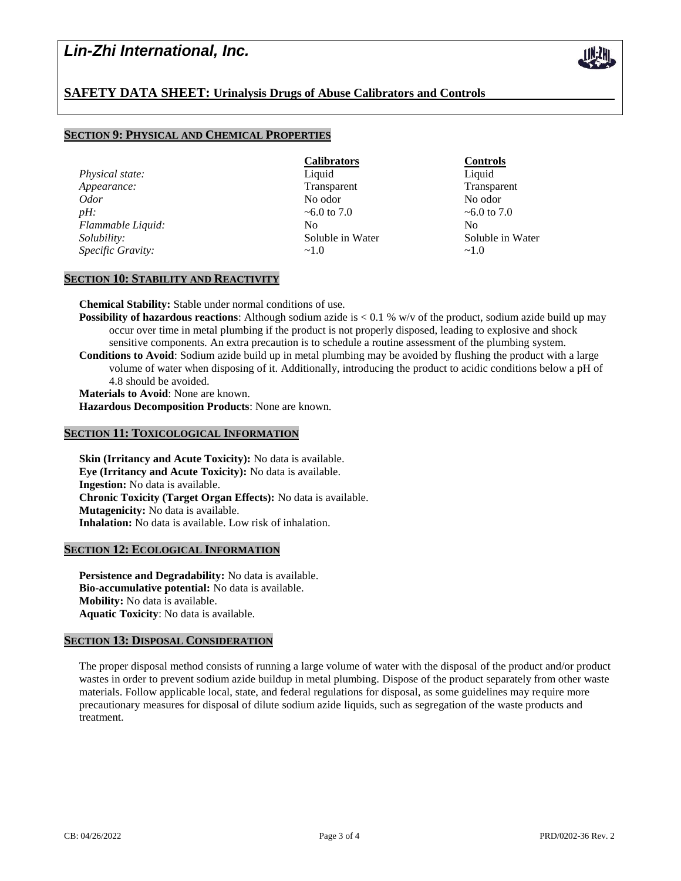## SECTION 9: PHYSICAL AND CHEMICAL PROPERTIES

| | Calibrators | Controls |
|---|---|---|
| *Physical state:* | Liquid | Liquid |
| *Appearance:* | Transparent | Transparent |
| *Odor* | No odor | No odor |
| *pH:* | ~6.0 to 7.0 | ~6.0 to 7.0 |
| *Flammable Liquid:* | No | No |
| *Solubility:* | Soluble in Water | Soluble in Water |
| *Specific Gravity:* | ~1.0 | ~1.0 |

## SECTION 10: STABILITY AND REACTIVITY

**Chemical Stability:** Stable under normal conditions of use.

**Possibility of hazardous reactions**: Although sodium azide is < 0.1 % w/v of the product, sodium azide build up may occur over time in metal plumbing if the product is not properly disposed, leading to explosive and shock sensitive components. An extra precaution is to schedule a routine assessment of the plumbing system.

**Conditions to Avoid**: Sodium azide build up in metal plumbing may be avoided by flushing the product with a large volume of water when disposing of it. Additionally, introducing the product to acidic conditions below a pH of 4.8 should be avoided.

**Materials to Avoid**: None are known.

**Hazardous Decomposition Products**: None are known.

## SECTION 11: TOXICOLOGICAL INFORMATION

**Skin (Irritancy and Acute Toxicity):** No data is available.
**Eye (Irritancy and Acute Toxicity):** No data is available.
**Ingestion:** No data is available.
**Chronic Toxicity (Target Organ Effects):** No data is available.
**Mutagenicity:** No data is available.
**Inhalation:** No data is available. Low risk of inhalation.

## SECTION 12: ECOLOGICAL INFORMATION

**Persistence and Degradability:** No data is available.
**Bio-accumulative potential:** No data is available.
**Mobility:** No data is available.
**Aquatic Toxicity**: No data is available.

## SECTION 13: DISPOSAL CONSIDERATION

The proper disposal method consists of running a large volume of water with the disposal of the product and/or product wastes in order to prevent sodium azide buildup in metal plumbing. Dispose of the product separately from other waste materials. Follow applicable local, state, and federal regulations for disposal, as some guidelines may require more precautionary measures for disposal of dilute sodium azide liquids, such as segregation of the waste products and treatment.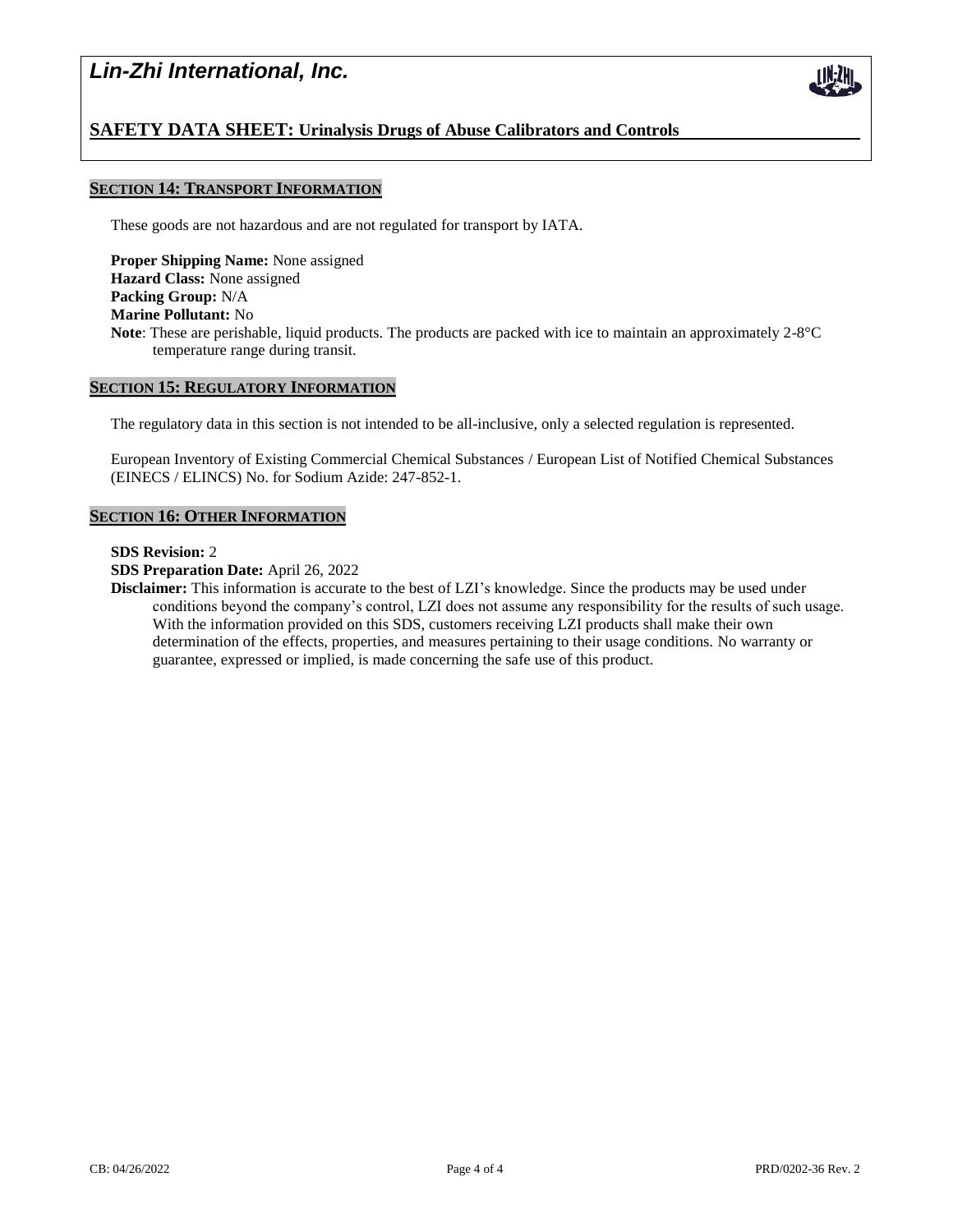## SECTION 14: TRANSPORT INFORMATION

These goods are not hazardous and are not regulated for transport by IATA.

**Proper Shipping Name:** None assigned
**Hazard Class:** None assigned
**Packing Group:** N/A
**Marine Pollutant:** No
**Note**: These are perishable, liquid products. The products are packed with ice to maintain an approximately 2-8°C temperature range during transit.

## SECTION 15: REGULATORY INFORMATION

The regulatory data in this section is not intended to be all-inclusive, only a selected regulation is represented.

European Inventory of Existing Commercial Chemical Substances / European List of Notified Chemical Substances (EINECS / ELINCS) No. for Sodium Azide: 247-852-1.

## SECTION 16: OTHER INFORMATION

**SDS Revision:** 2
**SDS Preparation Date:** April 26, 2022
**Disclaimer:** This information is accurate to the best of LZI's knowledge. Since the products may be used under conditions beyond the company's control, LZI does not assume any responsibility for the results of such usage. With the information provided on this SDS, customers receiving LZI products shall make their own determination of the effects, properties, and measures pertaining to their usage conditions. No warranty or guarantee, expressed or implied, is made concerning the safe use of this product.